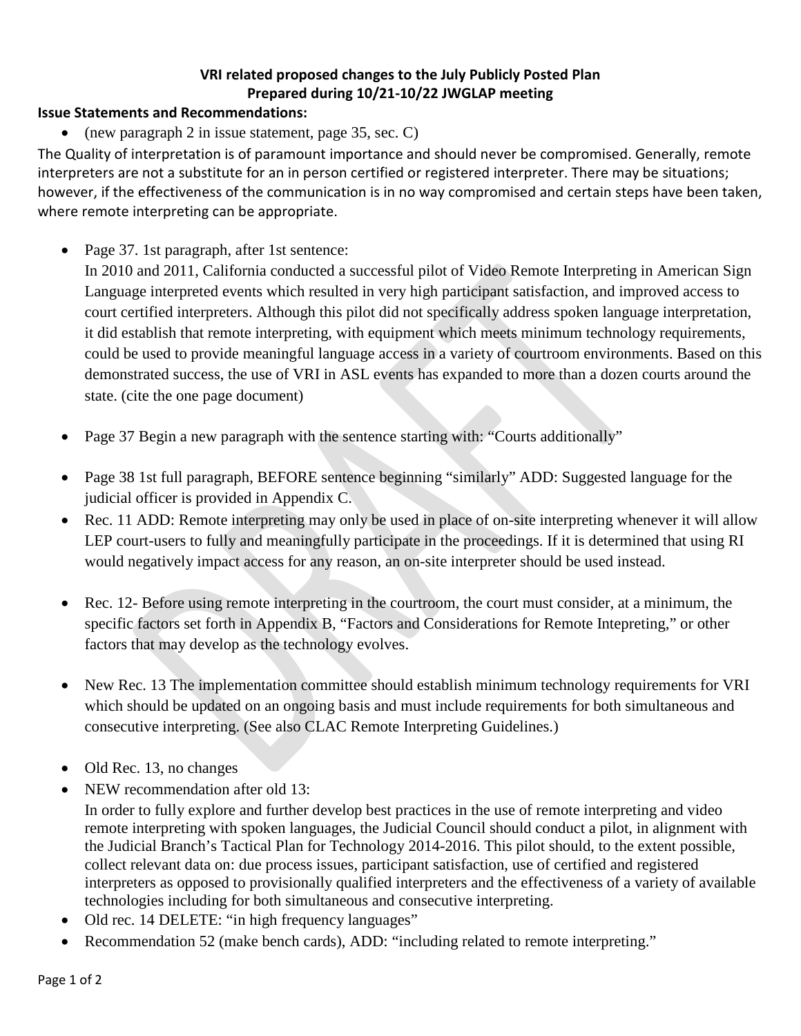**VRI related proposed changes to the July Publicly Posted Plan**
**Prepared during 10/21-10/22 JWGLAP meeting**

**Issue Statements and Recommendations:**

- (new paragraph 2 in issue statement, page 35, sec. C)

The Quality of interpretation is of paramount importance and should never be compromised. Generally, remote interpreters are not a substitute for an in person certified or registered interpreter. There may be situations; however, if the effectiveness of the communication is in no way compromised and certain steps have been taken, where remote interpreting can be appropriate.

- Page 37. 1st paragraph, after 1st sentence:
  In 2010 and 2011, California conducted a successful pilot of Video Remote Interpreting in American Sign Language interpreted events which resulted in very high participant satisfaction, and improved access to court certified interpreters. Although this pilot did not specifically address spoken language interpretation, it did establish that remote interpreting, with equipment which meets minimum technology requirements, could be used to provide meaningful language access in a variety of courtroom environments. Based on this demonstrated success, the use of VRI in ASL events has expanded to more than a dozen courts around the state. (cite the one page document)

- Page 37 Begin a new paragraph with the sentence starting with: "Courts additionally"

- Page 38 1st full paragraph, BEFORE sentence beginning "similarly" ADD: Suggested language for the judicial officer is provided in Appendix C.
- Rec. 11 ADD: Remote interpreting may only be used in place of on-site interpreting whenever it will allow LEP court-users to fully and meaningfully participate in the proceedings. If it is determined that using RI would negatively impact access for any reason, an on-site interpreter should be used instead.

- Rec. 12- Before using remote interpreting in the courtroom, the court must consider, at a minimum, the specific factors set forth in Appendix B, "Factors and Considerations for Remote Intepreting," or other factors that may develop as the technology evolves.

- New Rec. 13 The implementation committee should establish minimum technology requirements for VRI which should be updated on an ongoing basis and must include requirements for both simultaneous and consecutive interpreting. (See also CLAC Remote Interpreting Guidelines.)

- Old Rec. 13, no changes
- NEW recommendation after old 13:
  In order to fully explore and further develop best practices in the use of remote interpreting and video remote interpreting with spoken languages, the Judicial Council should conduct a pilot, in alignment with the Judicial Branch's Tactical Plan for Technology 2014-2016. This pilot should, to the extent possible, collect relevant data on: due process issues, participant satisfaction, use of certified and registered interpreters as opposed to provisionally qualified interpreters and the effectiveness of a variety of available technologies including for both simultaneous and consecutive interpreting.
- Old rec. 14 DELETE: "in high frequency languages"
- Recommendation 52 (make bench cards), ADD: "including related to remote interpreting."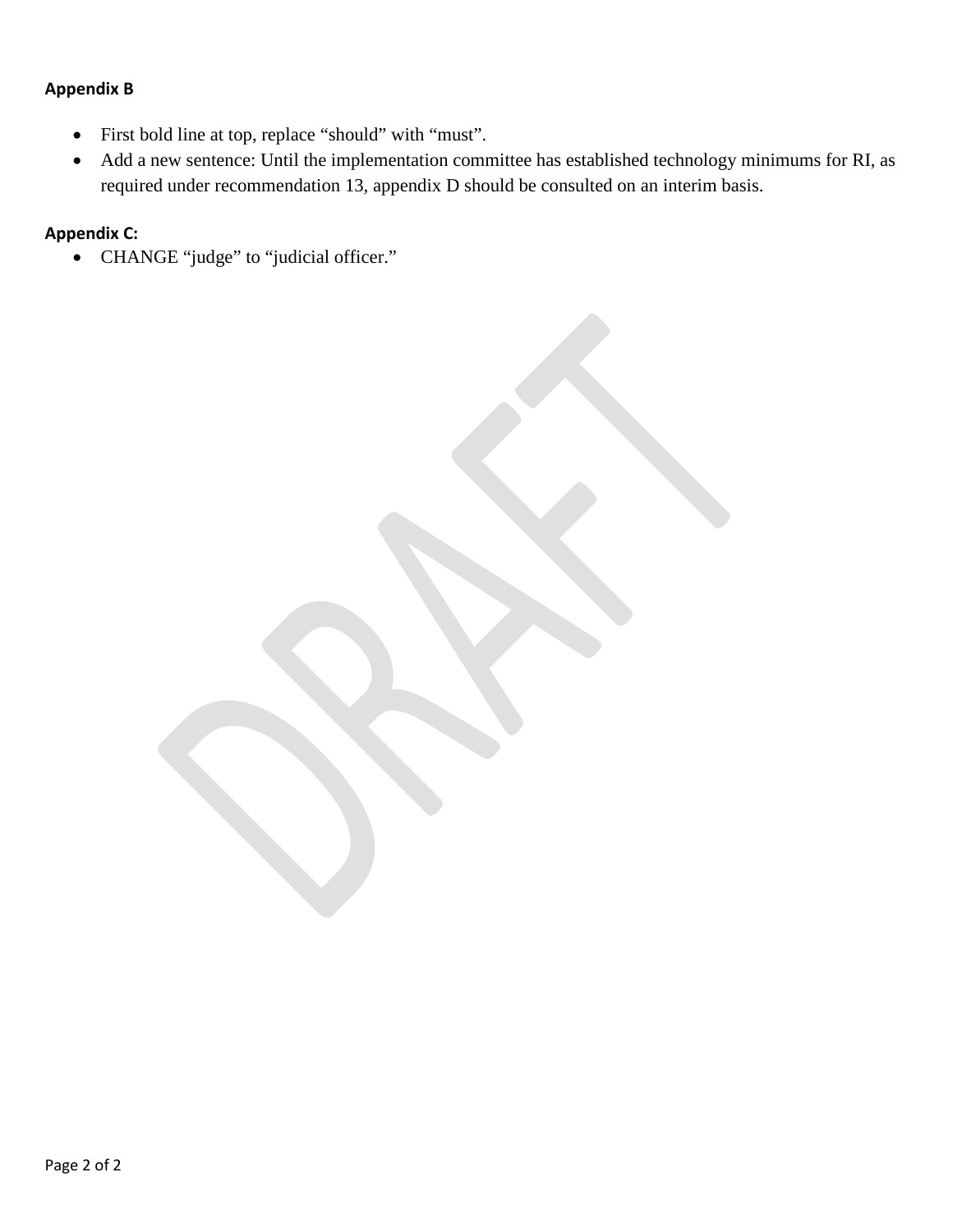**Appendix B**

- First bold line at top, replace “should” with “must”.
- Add a new sentence: Until the implementation committee has established technology minimums for RI, as required under recommendation 13, appendix D should be consulted on an interim basis.

**Appendix C:**

- CHANGE “judge” to “judicial officer.”